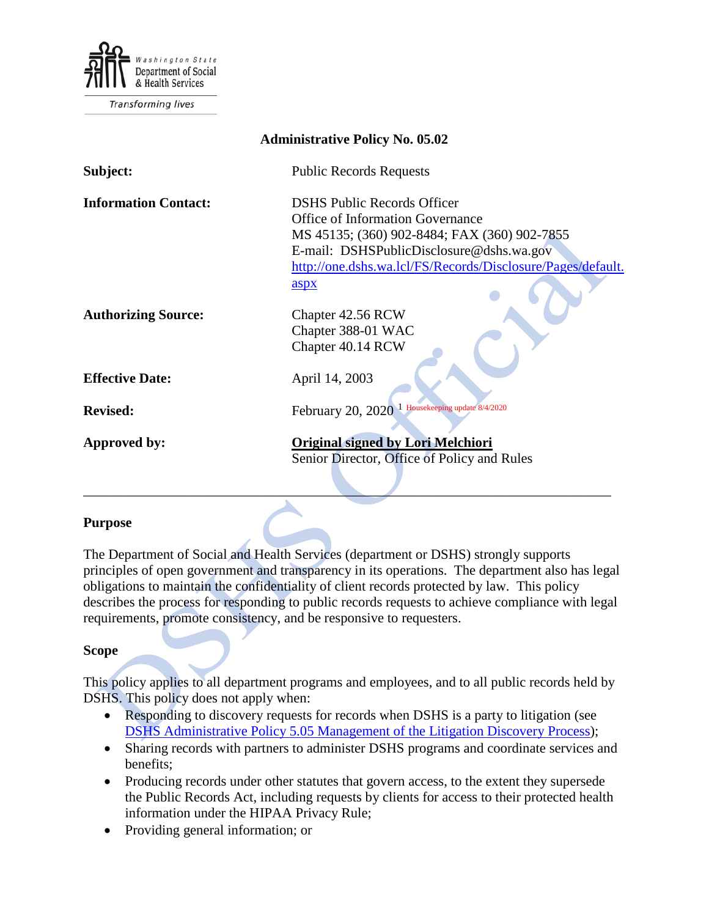Washington State Department of Social & Health Services

Transforming lives

## Administrative Policy No. 05.02

| | |
|---|---|
| **Subject:** | Public Records Requests |
| **Information Contact:** | DSHS Public Records Officer<br>Office of Information Governance<br>MS 45135; (360) 902-8484; FAX (360) 902-7855<br>E-mail: DSHSPublicDisclosure@dshs.wa.gov<br>[http://one.dshs.wa.lcl/FS/Records/Disclosure/Pages/default.aspx](http://one.dshs.wa.lcl/FS/Records/Disclosure/Pages/default.aspx) |
| **Authorizing Source:** | Chapter 42.56 RCW<br>Chapter 388-01 WAC<br>Chapter 40.14 RCW |
| **Effective Date:** | April 14, 2003 |
| **Revised:** | February 20, 2020 [1] Housekeeping update 8/4/2020 |
| **Approved by:** | **Original signed by Lori Melchiori**<br>Senior Director, Office of Policy and Rules |

---

### Purpose

The Department of Social and Health Services (department or DSHS) strongly supports principles of open government and transparency in its operations. The department also has legal obligations to maintain the confidentiality of client records protected by law. This policy describes the process for responding to public records requests to achieve compliance with legal requirements, promote consistency, and be responsive to requesters.

### Scope

This policy applies to all department programs and employees, and to all public records held by DSHS. This policy does not apply when:

- Responding to discovery requests for records when DSHS is a party to litigation (see [DSHS Administrative Policy 5.05 Management of the Litigation Discovery Process](DSHS Administrative Policy 5.05 Management of the Litigation Discovery Process));
- Sharing records with partners to administer DSHS programs and coordinate services and benefits;
- Producing records under other statutes that govern access, to the extent they supersede the Public Records Act, including requests by clients for access to their protected health information under the HIPAA Privacy Rule;
- Providing general information; or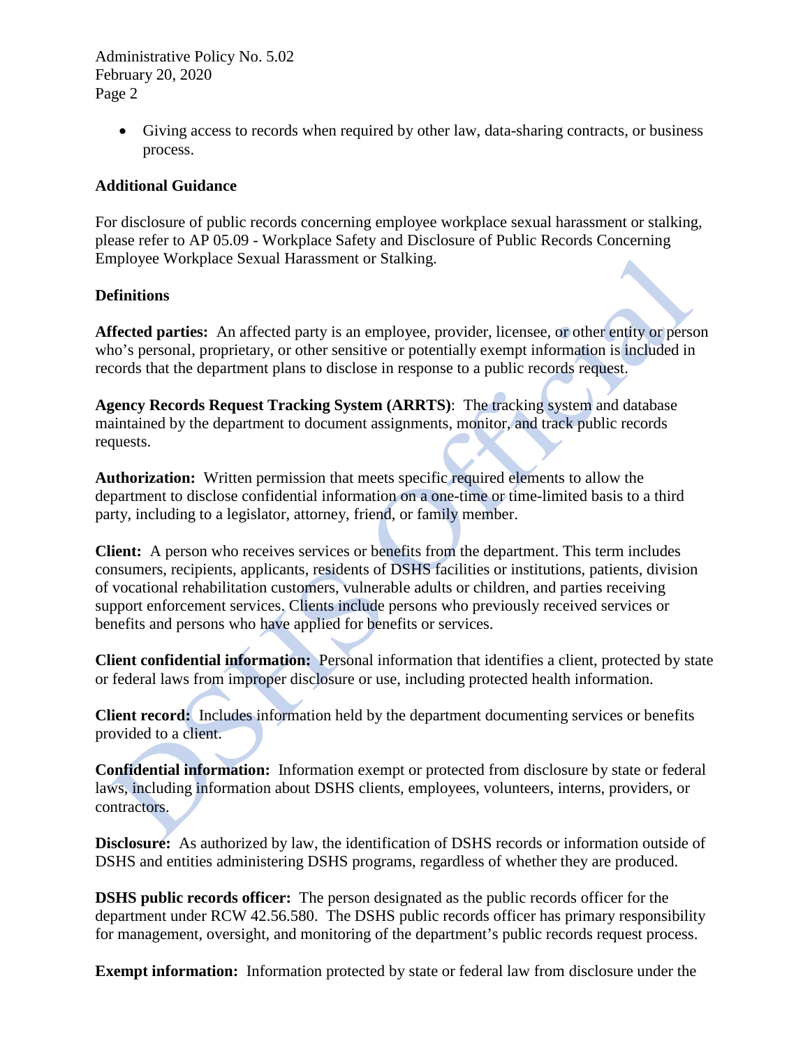- Giving access to records when required by other law, data-sharing contracts, or business process.

**Additional Guidance**

For disclosure of public records concerning employee workplace sexual harassment or stalking, please refer to AP 05.09 - Workplace Safety and Disclosure of Public Records Concerning Employee Workplace Sexual Harassment or Stalking.

**Definitions**

**Affected parties:** An affected party is an employee, provider, licensee, or other entity or person who's personal, proprietary, or other sensitive or potentially exempt information is included in records that the department plans to disclose in response to a public records request.

**Agency Records Request Tracking System (ARRTS)**: The tracking system and database maintained by the department to document assignments, monitor, and track public records requests.

**Authorization:** Written permission that meets specific required elements to allow the department to disclose confidential information on a one-time or time-limited basis to a third party, including to a legislator, attorney, friend, or family member.

**Client:** A person who receives services or benefits from the department. This term includes consumers, recipients, applicants, residents of DSHS facilities or institutions, patients, division of vocational rehabilitation customers, vulnerable adults or children, and parties receiving support enforcement services. Clients include persons who previously received services or benefits and persons who have applied for benefits or services.

**Client confidential information:** Personal information that identifies a client, protected by state or federal laws from improper disclosure or use, including protected health information.

**Client record:** Includes information held by the department documenting services or benefits provided to a client.

**Confidential information:** Information exempt or protected from disclosure by state or federal laws, including information about DSHS clients, employees, volunteers, interns, providers, or contractors.

**Disclosure:** As authorized by law, the identification of DSHS records or information outside of DSHS and entities administering DSHS programs, regardless of whether they are produced.

**DSHS public records officer:** The person designated as the public records officer for the department under RCW 42.56.580. The DSHS public records officer has primary responsibility for management, oversight, and monitoring of the department's public records request process.

**Exempt information:** Information protected by state or federal law from disclosure under the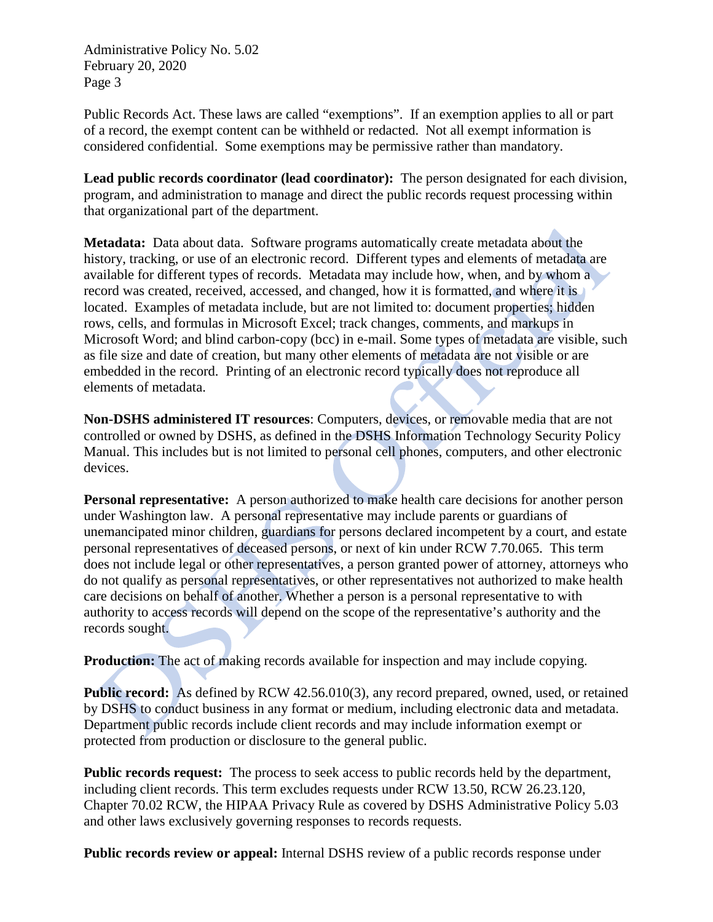Public Records Act. These laws are called “exemptions”. If an exemption applies to all or part of a record, the exempt content can be withheld or redacted. Not all exempt information is considered confidential. Some exemptions may be permissive rather than mandatory.

**Lead public records coordinator (lead coordinator):** The person designated for each division, program, and administration to manage and direct the public records request processing within that organizational part of the department.

**Metadata:** Data about data. Software programs automatically create metadata about the history, tracking, or use of an electronic record. Different types and elements of metadata are available for different types of records. Metadata may include how, when, and by whom a record was created, received, accessed, and changed, how it is formatted, and where it is located. Examples of metadata include, but are not limited to: document properties; hidden rows, cells, and formulas in Microsoft Excel; track changes, comments, and markups in Microsoft Word; and blind carbon-copy (bcc) in e-mail. Some types of metadata are visible, such as file size and date of creation, but many other elements of metadata are not visible or are embedded in the record. Printing of an electronic record typically does not reproduce all elements of metadata.

**Non-DSHS administered IT resources**: Computers, devices, or removable media that are not controlled or owned by DSHS, as defined in the DSHS Information Technology Security Policy Manual. This includes but is not limited to personal cell phones, computers, and other electronic devices.

**Personal representative:** A person authorized to make health care decisions for another person under Washington law. A personal representative may include parents or guardians of unemancipated minor children, guardians for persons declared incompetent by a court, and estate personal representatives of deceased persons, or next of kin under RCW 7.70.065. This term does not include legal or other representatives, a person granted power of attorney, attorneys who do not qualify as personal representatives, or other representatives not authorized to make health care decisions on behalf of another. Whether a person is a personal representative to with authority to access records will depend on the scope of the representative’s authority and the records sought.

**Production:** The act of making records available for inspection and may include copying.

**Public record:** As defined by RCW 42.56.010(3), any record prepared, owned, used, or retained by DSHS to conduct business in any format or medium, including electronic data and metadata. Department public records include client records and may include information exempt or protected from production or disclosure to the general public.

**Public records request:** The process to seek access to public records held by the department, including client records. This term excludes requests under RCW 13.50, RCW 26.23.120, Chapter 70.02 RCW, the HIPAA Privacy Rule as covered by DSHS Administrative Policy 5.03 and other laws exclusively governing responses to records requests.

**Public records review or appeal:** Internal DSHS review of a public records response under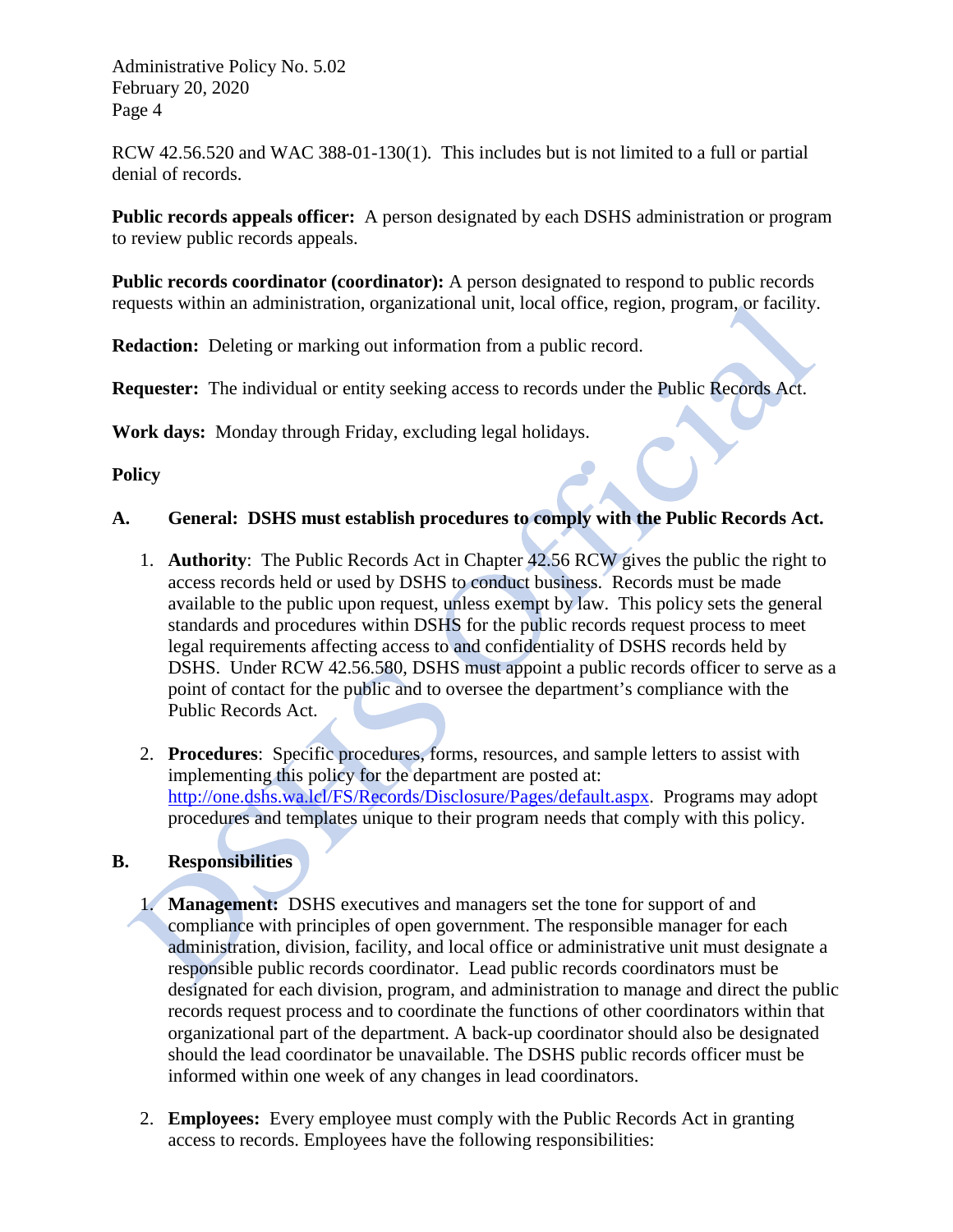RCW 42.56.520 and WAC 388-01-130(1). This includes but is not limited to a full or partial denial of records.

**Public records appeals officer:** A person designated by each DSHS administration or program to review public records appeals.

**Public records coordinator (coordinator):** A person designated to respond to public records requests within an administration, organizational unit, local office, region, program, or facility.

**Redaction:** Deleting or marking out information from a public record.

**Requester:** The individual or entity seeking access to records under the Public Records Act.

**Work days:** Monday through Friday, excluding legal holidays.

## Policy

### A. General: DSHS must establish procedures to comply with the Public Records Act.

1. **Authority**: The Public Records Act in Chapter 42.56 RCW gives the public the right to access records held or used by DSHS to conduct business. Records must be made available to the public upon request, unless exempt by law. This policy sets the general standards and procedures within DSHS for the public records request process to meet legal requirements affecting access to and confidentiality of DSHS records held by DSHS. Under RCW 42.56.580, DSHS must appoint a public records officer to serve as a point of contact for the public and to oversee the department's compliance with the Public Records Act.

2. **Procedures**: Specific procedures, forms, resources, and sample letters to assist with implementing this policy for the department are posted at: http://one.dshs.wa.lcl/FS/Records/Disclosure/Pages/default.aspx. Programs may adopt procedures and templates unique to their program needs that comply with this policy.

### B. Responsibilities

1. **Management:** DSHS executives and managers set the tone for support of and compliance with principles of open government. The responsible manager for each administration, division, facility, and local office or administrative unit must designate a responsible public records coordinator. Lead public records coordinators must be designated for each division, program, and administration to manage and direct the public records request process and to coordinate the functions of other coordinators within that organizational part of the department. A back-up coordinator should also be designated should the lead coordinator be unavailable. The DSHS public records officer must be informed within one week of any changes in lead coordinators.

2. **Employees:** Every employee must comply with the Public Records Act in granting access to records. Employees have the following responsibilities: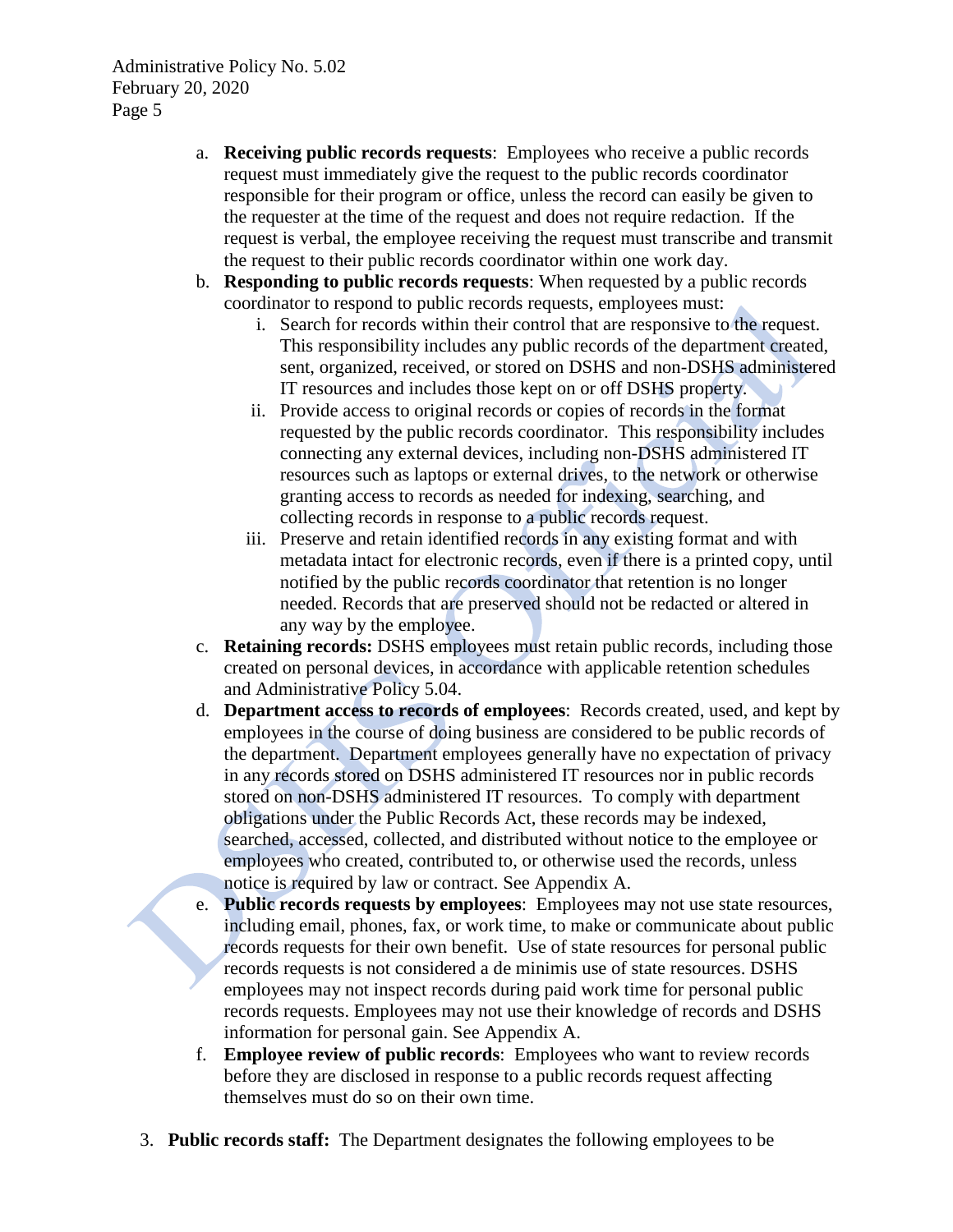a. **Receiving public records requests**: Employees who receive a public records request must immediately give the request to the public records coordinator responsible for their program or office, unless the record can easily be given to the requester at the time of the request and does not require redaction. If the request is verbal, the employee receiving the request must transcribe and transmit the request to their public records coordinator within one work day.

b. **Responding to public records requests**: When requested by a public records coordinator to respond to public records requests, employees must:

   i. Search for records within their control that are responsive to the request. This responsibility includes any public records of the department created, sent, organized, received, or stored on DSHS and non-DSHS administered IT resources and includes those kept on or off DSHS property.

   ii. Provide access to original records or copies of records in the format requested by the public records coordinator. This responsibility includes connecting any external devices, including non-DSHS administered IT resources such as laptops or external drives, to the network or otherwise granting access to records as needed for indexing, searching, and collecting records in response to a public records request.

   iii. Preserve and retain identified records in any existing format and with metadata intact for electronic records, even if there is a printed copy, until notified by the public records coordinator that retention is no longer needed. Records that are preserved should not be redacted or altered in any way by the employee.

c. **Retaining records:** DSHS employees must retain public records, including those created on personal devices, in accordance with applicable retention schedules and Administrative Policy 5.04.

d. **Department access to records of employees**: Records created, used, and kept by employees in the course of doing business are considered to be public records of the department. Department employees generally have no expectation of privacy in any records stored on DSHS administered IT resources nor in public records stored on non-DSHS administered IT resources. To comply with department obligations under the Public Records Act, these records may be indexed, searched, accessed, collected, and distributed without notice to the employee or employees who created, contributed to, or otherwise used the records, unless notice is required by law or contract. See Appendix A.

e. **Public records requests by employees**: Employees may not use state resources, including email, phones, fax, or work time, to make or communicate about public records requests for their own benefit. Use of state resources for personal public records requests is not considered a de minimis use of state resources. DSHS employees may not inspect records during paid work time for personal public records requests. Employees may not use their knowledge of records and DSHS information for personal gain. See Appendix A.

f. **Employee review of public records**: Employees who want to review records before they are disclosed in response to a public records request affecting themselves must do so on their own time.

3. **Public records staff:** The Department designates the following employees to be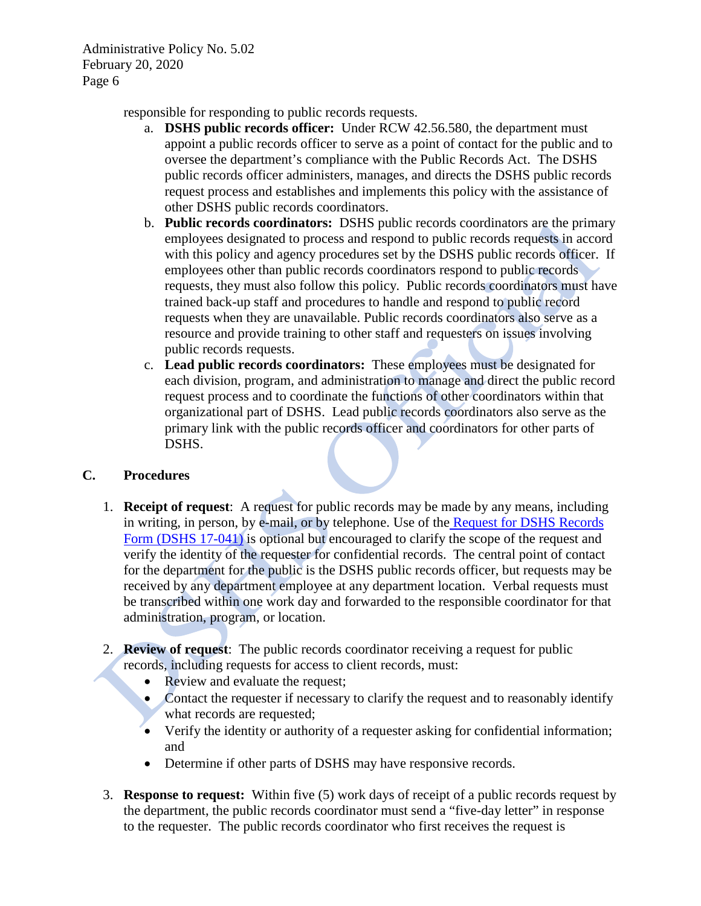responsible for responding to public records requests.

a. **DSHS public records officer:** Under RCW 42.56.580, the department must appoint a public records officer to serve as a point of contact for the public and to oversee the department's compliance with the Public Records Act. The DSHS public records officer administers, manages, and directs the DSHS public records request process and establishes and implements this policy with the assistance of other DSHS public records coordinators.

b. **Public records coordinators:** DSHS public records coordinators are the primary employees designated to process and respond to public records requests in accord with this policy and agency procedures set by the DSHS public records officer. If employees other than public records coordinators respond to public records requests, they must also follow this policy. Public records coordinators must have trained back-up staff and procedures to handle and respond to public record requests when they are unavailable. Public records coordinators also serve as a resource and provide training to other staff and requesters on issues involving public records requests.

c. **Lead public records coordinators:** These employees must be designated for each division, program, and administration to manage and direct the public record request process and to coordinate the functions of other coordinators within that organizational part of DSHS. Lead public records coordinators also serve as the primary link with the public records officer and coordinators for other parts of DSHS.

## C. Procedures

1. **Receipt of request**: A request for public records may be made by any means, including in writing, in person, by e-mail, or by telephone. Use of the Request for DSHS Records Form (DSHS 17-041) is optional but encouraged to clarify the scope of the request and verify the identity of the requester for confidential records. The central point of contact for the department for the public is the DSHS public records officer, but requests may be received by any department employee at any department location. Verbal requests must be transcribed within one work day and forwarded to the responsible coordinator for that administration, program, or location.

2. **Review of request**: The public records coordinator receiving a request for public records, including requests for access to client records, must:
   - Review and evaluate the request;
   - Contact the requester if necessary to clarify the request and to reasonably identify what records are requested;
   - Verify the identity or authority of a requester asking for confidential information; and
   - Determine if other parts of DSHS may have responsive records.

3. **Response to request:** Within five (5) work days of receipt of a public records request by the department, the public records coordinator must send a "five-day letter" in response to the requester. The public records coordinator who first receives the request is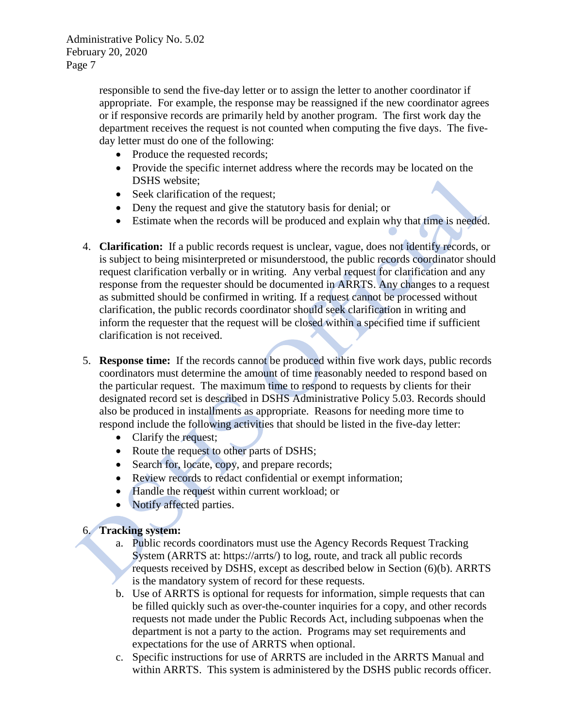responsible to send the five-day letter or to assign the letter to another coordinator if appropriate. For example, the response may be reassigned if the new coordinator agrees or if responsive records are primarily held by another program. The first work day the department receives the request is not counted when computing the five days. The five-day letter must do one of the following:

- Produce the requested records;
- Provide the specific internet address where the records may be located on the DSHS website;
- Seek clarification of the request;
- Deny the request and give the statutory basis for denial; or
- Estimate when the records will be produced and explain why that time is needed.

4. **Clarification:** If a public records request is unclear, vague, does not identify records, or is subject to being misinterpreted or misunderstood, the public records coordinator should request clarification verbally or in writing. Any verbal request for clarification and any response from the requester should be documented in ARRTS. Any changes to a request as submitted should be confirmed in writing. If a request cannot be processed without clarification, the public records coordinator should seek clarification in writing and inform the requester that the request will be closed within a specified time if sufficient clarification is not received.

5. **Response time:** If the records cannot be produced within five work days, public records coordinators must determine the amount of time reasonably needed to respond based on the particular request. The maximum time to respond to requests by clients for their designated record set is described in DSHS Administrative Policy 5.03. Records should also be produced in installments as appropriate. Reasons for needing more time to respond include the following activities that should be listed in the five-day letter:
   - Clarify the request;
   - Route the request to other parts of DSHS;
   - Search for, locate, copy, and prepare records;
   - Review records to redact confidential or exempt information;
   - Handle the request within current workload; or
   - Notify affected parties.

6. **Tracking system:**
   a. Public records coordinators must use the Agency Records Request Tracking System (ARRTS at: https://arrts/) to log, route, and track all public records requests received by DSHS, except as described below in Section (6)(b). ARRTS is the mandatory system of record for these requests.
   b. Use of ARRTS is optional for requests for information, simple requests that can be filled quickly such as over-the-counter inquiries for a copy, and other records requests not made under the Public Records Act, including subpoenas when the department is not a party to the action. Programs may set requirements and expectations for the use of ARRTS when optional.
   c. Specific instructions for use of ARRTS are included in the ARRTS Manual and within ARRTS. This system is administered by the DSHS public records officer.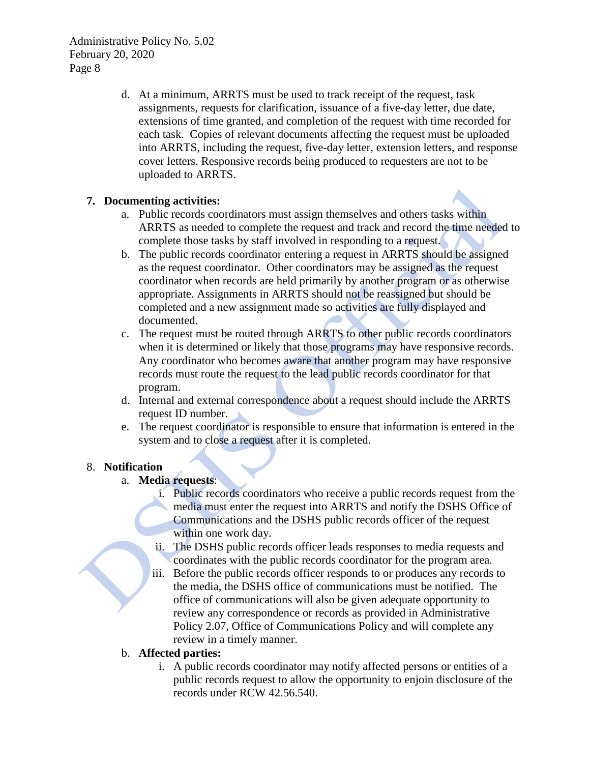d. At a minimum, ARRTS must be used to track receipt of the request, task assignments, requests for clarification, issuance of a five-day letter, due date, extensions of time granted, and completion of the request with time recorded for each task. Copies of relevant documents affecting the request must be uploaded into ARRTS, including the request, five-day letter, extension letters, and response cover letters. Responsive records being produced to requesters are not to be uploaded to ARRTS.

7. **Documenting activities:**
   a. Public records coordinators must assign themselves and others tasks within ARRTS as needed to complete the request and track and record the time needed to complete those tasks by staff involved in responding to a request.
   b. The public records coordinator entering a request in ARRTS should be assigned as the request coordinator. Other coordinators may be assigned as the request coordinator when records are held primarily by another program or as otherwise appropriate. Assignments in ARRTS should not be reassigned but should be completed and a new assignment made so activities are fully displayed and documented.
   c. The request must be routed through ARRTS to other public records coordinators when it is determined or likely that those programs may have responsive records. Any coordinator who becomes aware that another program may have responsive records must route the request to the lead public records coordinator for that program.
   d. Internal and external correspondence about a request should include the ARRTS request ID number.
   e. The request coordinator is responsible to ensure that information is entered in the system and to close a request after it is completed.

8. **Notification**
   a. **Media requests**:
      i. Public records coordinators who receive a public records request from the media must enter the request into ARRTS and notify the DSHS Office of Communications and the DSHS public records officer of the request within one work day.
      ii. The DSHS public records officer leads responses to media requests and coordinates with the public records coordinator for the program area.
      iii. Before the public records officer responds to or produces any records to the media, the DSHS office of communications must be notified. The office of communications will also be given adequate opportunity to review any correspondence or records as provided in Administrative Policy 2.07, Office of Communications Policy and will complete any review in a timely manner.
   b. **Affected parties:**
      i. A public records coordinator may notify affected persons or entities of a public records request to allow the opportunity to enjoin disclosure of the records under RCW 42.56.540.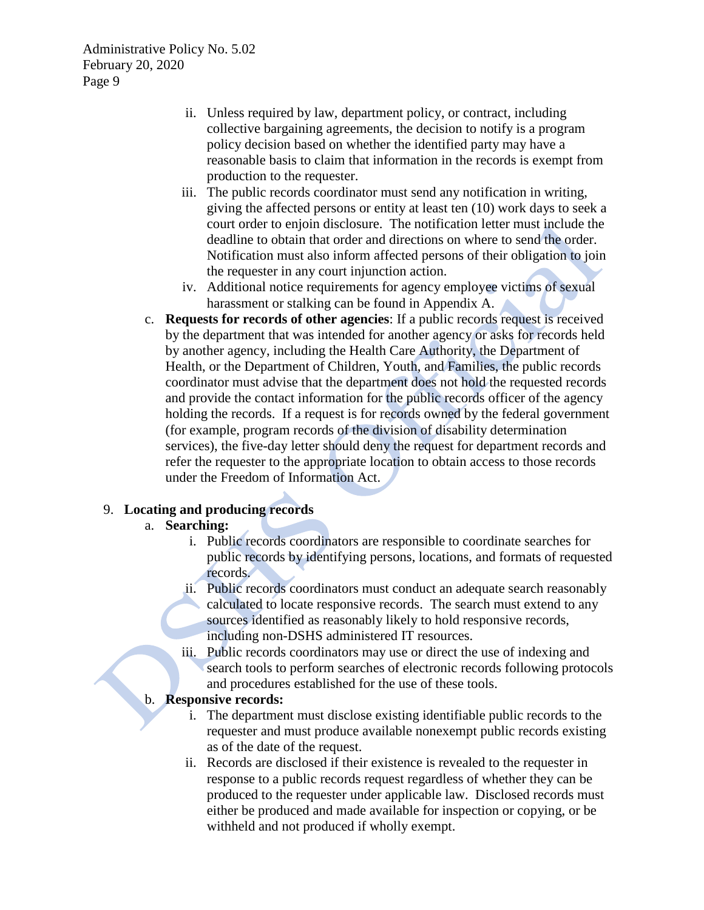ii. Unless required by law, department policy, or contract, including collective bargaining agreements, the decision to notify is a program policy decision based on whether the identified party may have a reasonable basis to claim that information in the records is exempt from production to the requester.
   iii. The public records coordinator must send any notification in writing, giving the affected persons or entity at least ten (10) work days to seek a court order to enjoin disclosure. The notification letter must include the deadline to obtain that order and directions on where to send the order. Notification must also inform affected persons of their obligation to join the requester in any court injunction action.
   iv. Additional notice requirements for agency employee victims of sexual harassment or stalking can be found in Appendix A.

c. **Requests for records of other agencies**: If a public records request is received by the department that was intended for another agency or asks for records held by another agency, including the Health Care Authority, the Department of Health, or the Department of Children, Youth, and Families, the public records coordinator must advise that the department does not hold the requested records and provide the contact information for the public records officer of the agency holding the records. If a request is for records owned by the federal government (for example, program records of the division of disability determination services), the five-day letter should deny the request for department records and refer the requester to the appropriate location to obtain access to those records under the Freedom of Information Act.

9. **Locating and producing records**
   a. **Searching:**
      i. Public records coordinators are responsible to coordinate searches for public records by identifying persons, locations, and formats of requested records.
      ii. Public records coordinators must conduct an adequate search reasonably calculated to locate responsive records. The search must extend to any sources identified as reasonably likely to hold responsive records, including non-DSHS administered IT resources.
      iii. Public records coordinators may use or direct the use of indexing and search tools to perform searches of electronic records following protocols and procedures established for the use of these tools.
   b. **Responsive records:**
      i. The department must disclose existing identifiable public records to the requester and must produce available nonexempt public records existing as of the date of the request.
      ii. Records are disclosed if their existence is revealed to the requester in response to a public records request regardless of whether they can be produced to the requester under applicable law. Disclosed records must either be produced and made available for inspection or copying, or be withheld and not produced if wholly exempt.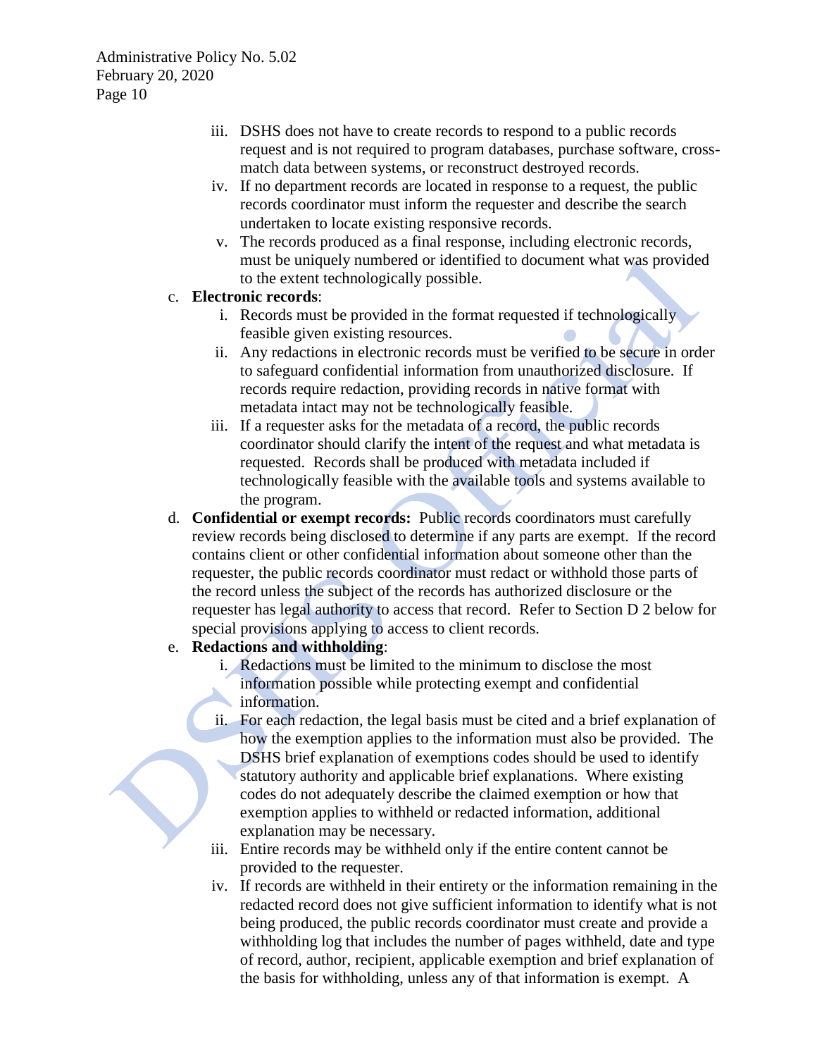iii. DSHS does not have to create records to respond to a public records request and is not required to program databases, purchase software, cross-match data between systems, or reconstruct destroyed records.

iv. If no department records are located in response to a request, the public records coordinator must inform the requester and describe the search undertaken to locate existing responsive records.

v. The records produced as a final response, including electronic records, must be uniquely numbered or identified to document what was provided to the extent technologically possible.

c. **Electronic records**:

i. Records must be provided in the format requested if technologically feasible given existing resources.

ii. Any redactions in electronic records must be verified to be secure in order to safeguard confidential information from unauthorized disclosure. If records require redaction, providing records in native format with metadata intact may not be technologically feasible.

iii. If a requester asks for the metadata of a record, the public records coordinator should clarify the intent of the request and what metadata is requested. Records shall be produced with metadata included if technologically feasible with the available tools and systems available to the program.

d. **Confidential or exempt records:** Public records coordinators must carefully review records being disclosed to determine if any parts are exempt. If the record contains client or other confidential information about someone other than the requester, the public records coordinator must redact or withhold those parts of the record unless the subject of the records has authorized disclosure or the requester has legal authority to access that record. Refer to Section D 2 below for special provisions applying to access to client records.

e. **Redactions and withholding**:

i. Redactions must be limited to the minimum to disclose the most information possible while protecting exempt and confidential information.

ii. For each redaction, the legal basis must be cited and a brief explanation of how the exemption applies to the information must also be provided. The DSHS brief explanation of exemptions codes should be used to identify statutory authority and applicable brief explanations. Where existing codes do not adequately describe the claimed exemption or how that exemption applies to withheld or redacted information, additional explanation may be necessary.

iii. Entire records may be withheld only if the entire content cannot be provided to the requester.

iv. If records are withheld in their entirety or the information remaining in the redacted record does not give sufficient information to identify what is not being produced, the public records coordinator must create and provide a withholding log that includes the number of pages withheld, date and type of record, author, recipient, applicable exemption and brief explanation of the basis for withholding, unless any of that information is exempt. A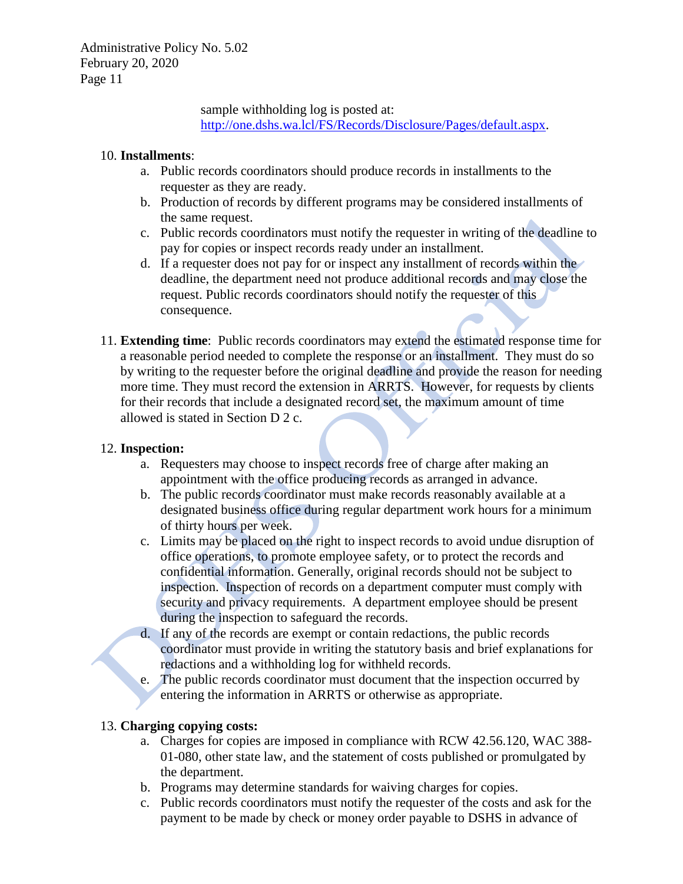sample withholding log is posted at: [http://one.dshs.wa.lcl/FS/Records/Disclosure/Pages/default.aspx](http://one.dshs.wa.lcl/FS/Records/Disclosure/Pages/default.aspx).

10. **Installments**:
    a. Public records coordinators should produce records in installments to the requester as they are ready.
    b. Production of records by different programs may be considered installments of the same request.
    c. Public records coordinators must notify the requester in writing of the deadline to pay for copies or inspect records ready under an installment.
    d. If a requester does not pay for or inspect any installment of records within the deadline, the department need not produce additional records and may close the request. Public records coordinators should notify the requester of this consequence.

11. **Extending time**: Public records coordinators may extend the estimated response time for a reasonable period needed to complete the response or an installment. They must do so by writing to the requester before the original deadline and provide the reason for needing more time. They must record the extension in ARRTS. However, for requests by clients for their records that include a designated record set, the maximum amount of time allowed is stated in Section D 2 c.

12. **Inspection:**
    a. Requesters may choose to inspect records free of charge after making an appointment with the office producing records as arranged in advance.
    b. The public records coordinator must make records reasonably available at a designated business office during regular department work hours for a minimum of thirty hours per week.
    c. Limits may be placed on the right to inspect records to avoid undue disruption of office operations, to promote employee safety, or to protect the records and confidential information. Generally, original records should not be subject to inspection. Inspection of records on a department computer must comply with security and privacy requirements. A department employee should be present during the inspection to safeguard the records.
    d. If any of the records are exempt or contain redactions, the public records coordinator must provide in writing the statutory basis and brief explanations for redactions and a withholding log for withheld records.
    e. The public records coordinator must document that the inspection occurred by entering the information in ARRTS or otherwise as appropriate.

13. **Charging copying costs:**
    a. Charges for copies are imposed in compliance with RCW 42.56.120, WAC 388-01-080, other state law, and the statement of costs published or promulgated by the department.
    b. Programs may determine standards for waiving charges for copies.
    c. Public records coordinators must notify the requester of the costs and ask for the payment to be made by check or money order payable to DSHS in advance of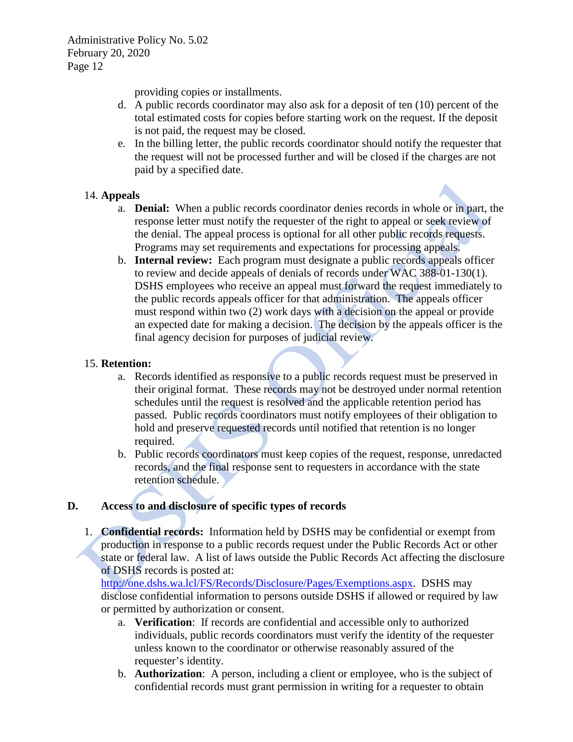providing copies or installments.

d. A public records coordinator may also ask for a deposit of ten (10) percent of the total estimated costs for copies before starting work on the request. If the deposit is not paid, the request may be closed.

e. In the billing letter, the public records coordinator should notify the requester that the request will not be processed further and will be closed if the charges are not paid by a specified date.

14. **Appeals**

   a. **Denial:** When a public records coordinator denies records in whole or in part, the response letter must notify the requester of the right to appeal or seek review of the denial. The appeal process is optional for all other public records requests. Programs may set requirements and expectations for processing appeals.

   b. **Internal review:** Each program must designate a public records appeals officer to review and decide appeals of denials of records under WAC 388-01-130(1). DSHS employees who receive an appeal must forward the request immediately to the public records appeals officer for that administration. The appeals officer must respond within two (2) work days with a decision on the appeal or provide an expected date for making a decision. The decision by the appeals officer is the final agency decision for purposes of judicial review.

15. **Retention:**

   a. Records identified as responsive to a public records request must be preserved in their original format. These records may not be destroyed under normal retention schedules until the request is resolved and the applicable retention period has passed. Public records coordinators must notify employees of their obligation to hold and preserve requested records until notified that retention is no longer required.

   b. Public records coordinators must keep copies of the request, response, unredacted records, and the final response sent to requesters in accordance with the state retention schedule.

## D. Access to and disclosure of specific types of records

1. **Confidential records:** Information held by DSHS may be confidential or exempt from production in response to a public records request under the Public Records Act or other state or federal law. A list of laws outside the Public Records Act affecting the disclosure of DSHS records is posted at: [http://one.dshs.wa.lcl/FS/Records/Disclosure/Pages/Exemptions.aspx](http://one.dshs.wa.lcl/FS/Records/Disclosure/Pages/Exemptions.aspx). DSHS may disclose confidential information to persons outside DSHS if allowed or required by law or permitted by authorization or consent.

   a. **Verification**: If records are confidential and accessible only to authorized individuals, public records coordinators must verify the identity of the requester unless known to the coordinator or otherwise reasonably assured of the requester's identity.

   b. **Authorization**: A person, including a client or employee, who is the subject of confidential records must grant permission in writing for a requester to obtain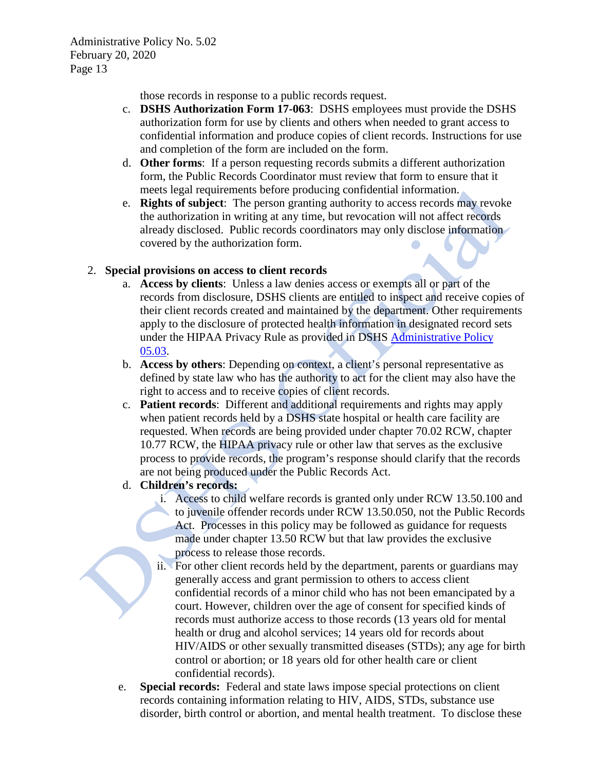those records in response to a public records request.

c. **DSHS Authorization Form 17-063**: DSHS employees must provide the DSHS authorization form for use by clients and others when needed to grant access to confidential information and produce copies of client records. Instructions for use and completion of the form are included on the form.

d. **Other forms**: If a person requesting records submits a different authorization form, the Public Records Coordinator must review that form to ensure that it meets legal requirements before producing confidential information.

e. **Rights of subject**: The person granting authority to access records may revoke the authorization in writing at any time, but revocation will not affect records already disclosed. Public records coordinators may only disclose information covered by the authorization form.

2. **Special provisions on access to client records**

   a. **Access by clients**: Unless a law denies access or exempts all or part of the records from disclosure, DSHS clients are entitled to inspect and receive copies of their client records created and maintained by the department. Other requirements apply to the disclosure of protected health information in designated record sets under the HIPAA Privacy Rule as provided in DSHS Administrative Policy 05.03.

   b. **Access by others**: Depending on context, a client's personal representative as defined by state law who has the authority to act for the client may also have the right to access and to receive copies of client records.

   c. **Patient records**: Different and additional requirements and rights may apply when patient records held by a DSHS state hospital or health care facility are requested. When records are being provided under chapter 70.02 RCW, chapter 10.77 RCW, the HIPAA privacy rule or other law that serves as the exclusive process to provide records, the program's response should clarify that the records are not being produced under the Public Records Act.

   d. **Children's records:**

      i. Access to child welfare records is granted only under RCW 13.50.100 and to juvenile offender records under RCW 13.50.050, not the Public Records Act. Processes in this policy may be followed as guidance for requests made under chapter 13.50 RCW but that law provides the exclusive process to release those records.

      ii. For other client records held by the department, parents or guardians may generally access and grant permission to others to access client confidential records of a minor child who has not been emancipated by a court. However, children over the age of consent for specified kinds of records must authorize access to those records (13 years old for mental health or drug and alcohol services; 14 years old for records about HIV/AIDS or other sexually transmitted diseases (STDs); any age for birth control or abortion; or 18 years old for other health care or client confidential records).

   e. **Special records:** Federal and state laws impose special protections on client records containing information relating to HIV, AIDS, STDs, substance use disorder, birth control or abortion, and mental health treatment. To disclose these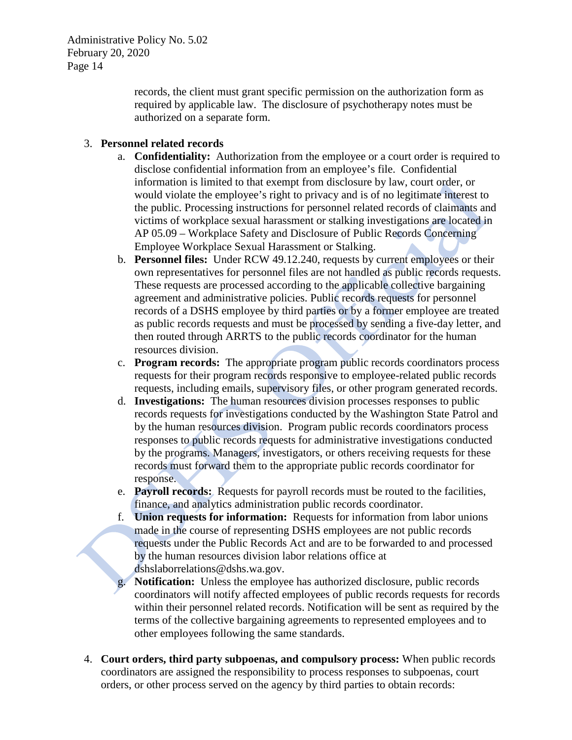records, the client must grant specific permission on the authorization form as required by applicable law. The disclosure of psychotherapy notes must be authorized on a separate form.

3. **Personnel related records**
   a. **Confidentiality:** Authorization from the employee or a court order is required to disclose confidential information from an employee's file. Confidential information is limited to that exempt from disclosure by law, court order, or would violate the employee's right to privacy and is of no legitimate interest to the public. Processing instructions for personnel related records of claimants and victims of workplace sexual harassment or stalking investigations are located in AP 05.09 – Workplace Safety and Disclosure of Public Records Concerning Employee Workplace Sexual Harassment or Stalking.
   b. **Personnel files:** Under RCW 49.12.240, requests by current employees or their own representatives for personnel files are not handled as public records requests. These requests are processed according to the applicable collective bargaining agreement and administrative policies. Public records requests for personnel records of a DSHS employee by third parties or by a former employee are treated as public records requests and must be processed by sending a five-day letter, and then routed through ARRTS to the public records coordinator for the human resources division.
   c. **Program records:** The appropriate program public records coordinators process requests for their program records responsive to employee-related public records requests, including emails, supervisory files, or other program generated records.
   d. **Investigations:** The human resources division processes responses to public records requests for investigations conducted by the Washington State Patrol and by the human resources division. Program public records coordinators process responses to public records requests for administrative investigations conducted by the programs. Managers, investigators, or others receiving requests for these records must forward them to the appropriate public records coordinator for response.
   e. **Payroll records:** Requests for payroll records must be routed to the facilities, finance, and analytics administration public records coordinator.
   f. **Union requests for information:** Requests for information from labor unions made in the course of representing DSHS employees are not public records requests under the Public Records Act and are to be forwarded to and processed by the human resources division labor relations office at dshslaborrelations@dshs.wa.gov.
   g. **Notification:** Unless the employee has authorized disclosure, public records coordinators will notify affected employees of public records requests for records within their personnel related records. Notification will be sent as required by the terms of the collective bargaining agreements to represented employees and to other employees following the same standards.

4. **Court orders, third party subpoenas, and compulsory process:** When public records coordinators are assigned the responsibility to process responses to subpoenas, court orders, or other process served on the agency by third parties to obtain records: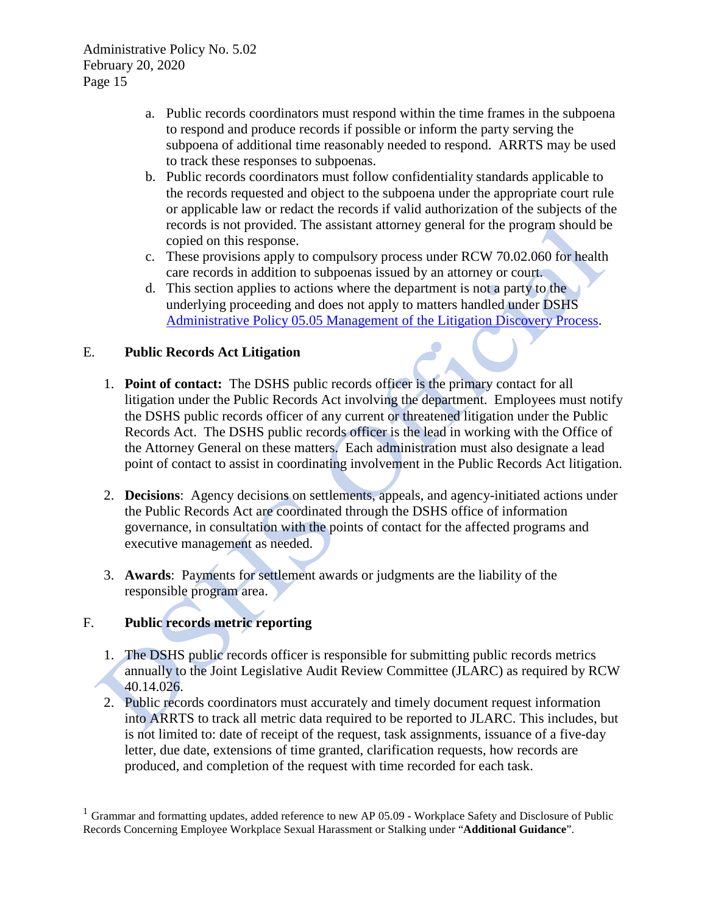a. Public records coordinators must respond within the time frames in the subpoena to respond and produce records if possible or inform the party serving the subpoena of additional time reasonably needed to respond. ARRTS may be used to track these responses to subpoenas.
b. Public records coordinators must follow confidentiality standards applicable to the records requested and object to the subpoena under the appropriate court rule or applicable law or redact the records if valid authorization of the subjects of the records is not provided. The assistant attorney general for the program should be copied on this response.
c. These provisions apply to compulsory process under RCW 70.02.060 for health care records in addition to subpoenas issued by an attorney or court.
d. This section applies to actions where the department is not a party to the underlying proceeding and does not apply to matters handled under DSHS [Administrative Policy 05.05 Management of the Litigation Discovery Process](#).

## E. Public Records Act Litigation

1. **Point of contact:** The DSHS public records officer is the primary contact for all litigation under the Public Records Act involving the department. Employees must notify the DSHS public records officer of any current or threatened litigation under the Public Records Act. The DSHS public records officer is the lead in working with the Office of the Attorney General on these matters. Each administration must also designate a lead point of contact to assist in coordinating involvement in the Public Records Act litigation.

2. **Decisions**: Agency decisions on settlements, appeals, and agency-initiated actions under the Public Records Act are coordinated through the DSHS office of information governance, in consultation with the points of contact for the affected programs and executive management as needed.

3. **Awards**: Payments for settlement awards or judgments are the liability of the responsible program area.

## F. Public records metric reporting

1. The DSHS public records officer is responsible for submitting public records metrics annually to the Joint Legislative Audit Review Committee (JLARC) as required by RCW 40.14.026.
2. Public records coordinators must accurately and timely document request information into ARRTS to track all metric data required to be reported to JLARC. This includes, but is not limited to: date of receipt of the request, task assignments, issuance of a five-day letter, due date, extensions of time granted, clarification requests, how records are produced, and completion of the request with time recorded for each task.

[1] Grammar and formatting updates, added reference to new AP 05.09 - Workplace Safety and Disclosure of Public Records Concerning Employee Workplace Sexual Harassment or Stalking under "**Additional Guidance**".